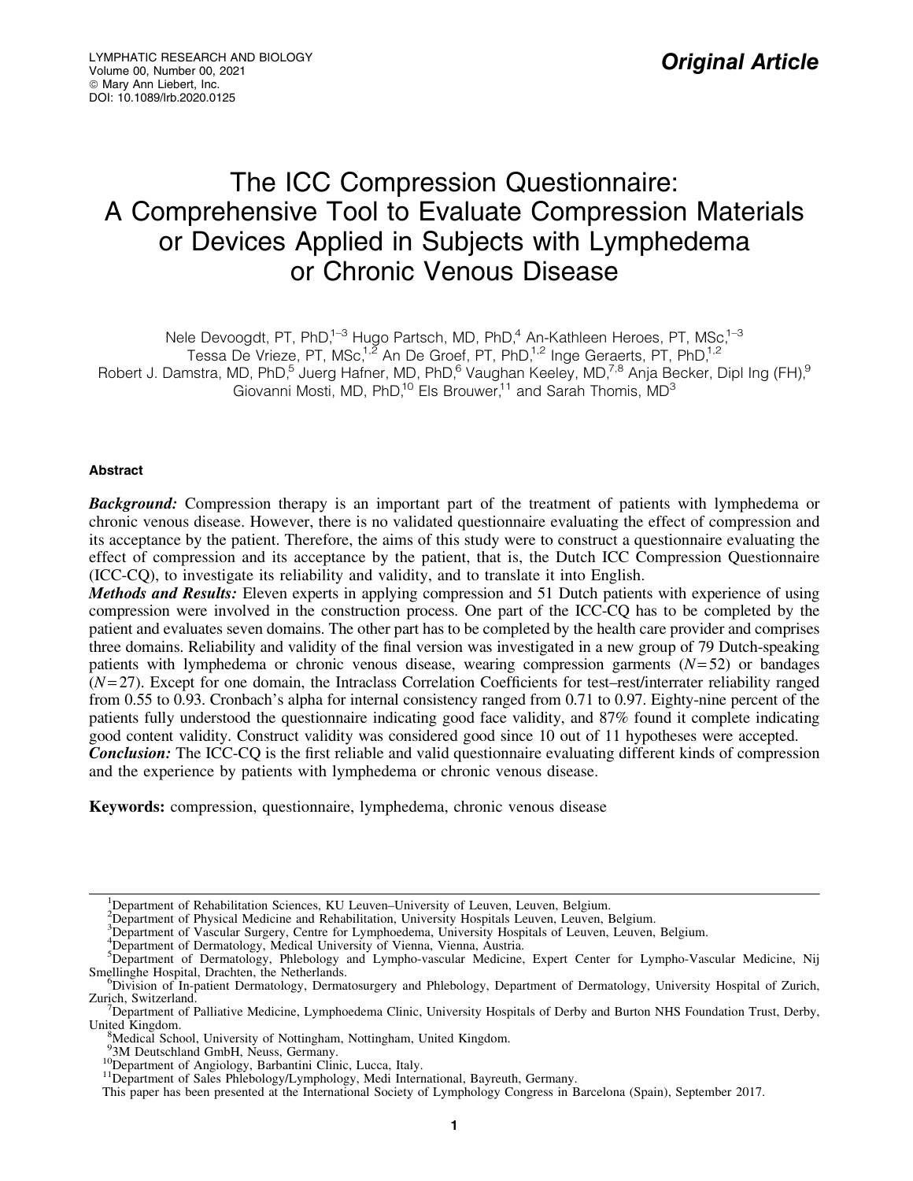Original Article

# The ICC Compression Questionnaire: A Comprehensive Tool to Evaluate Compression Materials or Devices Applied in Subjects with Lymphedema or Chronic Venous Disease

Nele Devoogdt, PT, PhD,[1–3] Hugo Partsch, MD, PhD,[4] An-Kathleen Heroes, PT, MSc,[1–3] Tessa De Vrieze, PT, MSc,[1,2] An De Groef, PT, PhD,[1,2] Inge Geraerts, PT, PhD,[1,2] Robert J. Damstra, MD, PhD,[5] Juerg Hafner, MD, PhD,[6] Vaughan Keeley, MD,[7,8] Anja Becker, Dipl Ing (FH),[9] Giovanni Mosti, MD, PhD,[10] Els Brouwer,[11] and Sarah Thomis, MD[3]

## Abstract

***Background:*** Compression therapy is an important part of the treatment of patients with lymphedema or chronic venous disease. However, there is no validated questionnaire evaluating the effect of compression and its acceptance by the patient. Therefore, the aims of this study were to construct a questionnaire evaluating the effect of compression and its acceptance by the patient, that is, the Dutch ICC Compression Questionnaire (ICC-CQ), to investigate its reliability and validity, and to translate it into English.

***Methods and Results:*** Eleven experts in applying compression and 51 Dutch patients with experience of using compression were involved in the construction process. One part of the ICC-CQ has to be completed by the patient and evaluates seven domains. The other part has to be completed by the health care provider and comprises three domains. Reliability and validity of the final version was investigated in a new group of 79 Dutch-speaking patients with lymphedema or chronic venous disease, wearing compression garments ($N = 52$) or bandages ($N = 27$). Except for one domain, the Intraclass Correlation Coefficients for test–rest/interrater reliability ranged from 0.55 to 0.93. Cronbach's alpha for internal consistency ranged from 0.71 to 0.97. Eighty-nine percent of the patients fully understood the questionnaire indicating good face validity, and 87% found it complete indicating good content validity. Construct validity was considered good since 10 out of 11 hypotheses were accepted.

***Conclusion:*** The ICC-CQ is the first reliable and valid questionnaire evaluating different kinds of compression and the experience by patients with lymphedema or chronic venous disease.

**Keywords:** compression, questionnaire, lymphedema, chronic venous disease

---

[1]Department of Rehabilitation Sciences, KU Leuven–University of Leuven, Leuven, Belgium.
[2]Department of Physical Medicine and Rehabilitation, University Hospitals Leuven, Leuven, Belgium.
[3]Department of Vascular Surgery, Centre for Lymphoedema, University Hospitals of Leuven, Leuven, Belgium.
[4]Department of Dermatology, Medical University of Vienna, Vienna, Austria.
[5]Department of Dermatology, Phlebology and Lympho-vascular Medicine, Expert Center for Lympho-Vascular Medicine, Nij Smellinghe Hospital, Drachten, the Netherlands.
[6]Division of In-patient Dermatology, Dermatosurgery and Phlebology, Department of Dermatology, University Hospital of Zurich, Zurich, Switzerland.
[7]Department of Palliative Medicine, Lymphoedema Clinic, University Hospitals of Derby and Burton NHS Foundation Trust, Derby, United Kingdom.
[8]Medical School, University of Nottingham, Nottingham, United Kingdom.
[9]3M Deutschland GmbH, Neuss, Germany.
[10]Department of Angiology, Barbantini Clinic, Lucca, Italy.
[11]Department of Sales Phlebology/Lymphology, Medi International, Bayreuth, Germany.

This paper has been presented at the International Society of Lymphology Congress in Barcelona (Spain), September 2017.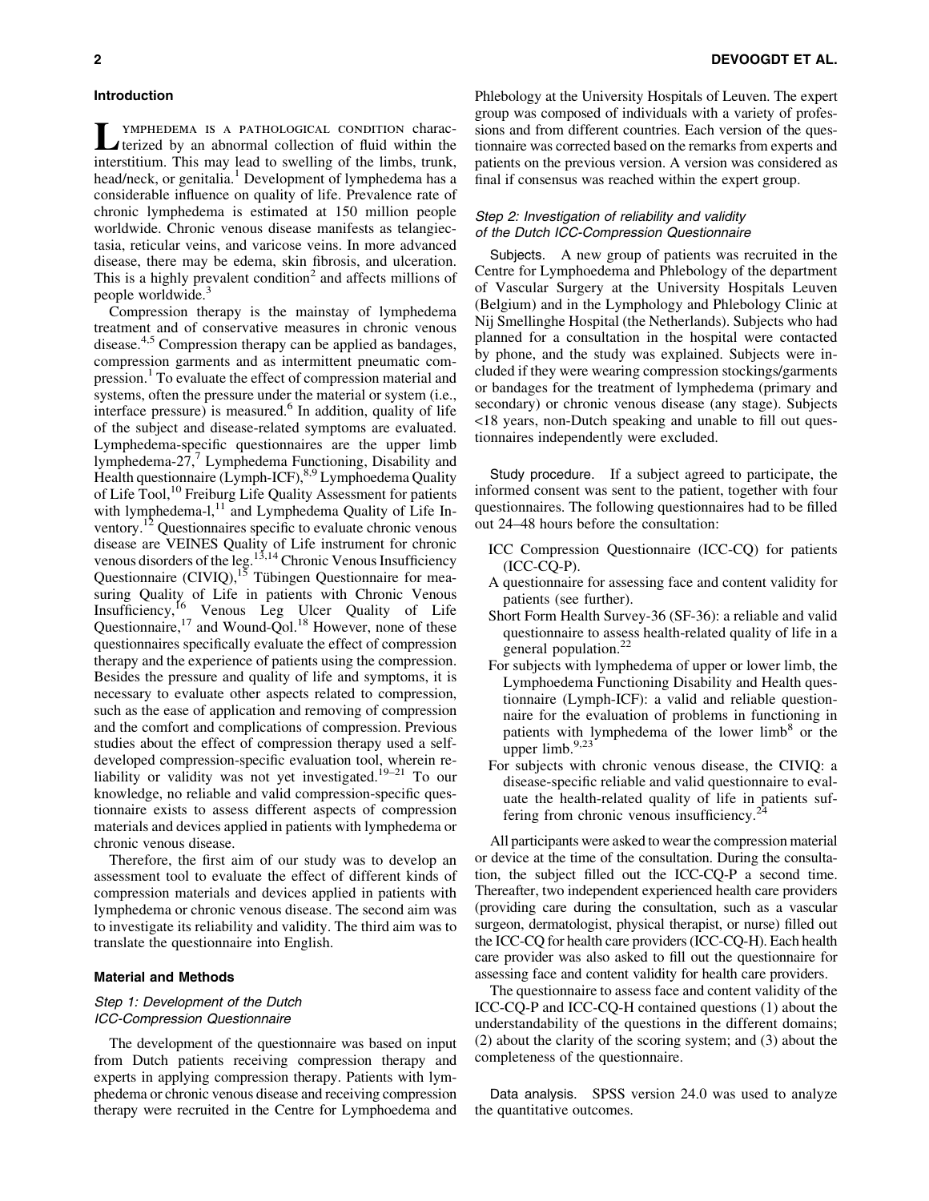## Introduction

Lymphedema is a pathological condition characterized by an abnormal collection of fluid within the interstitium. This may lead to swelling of the limbs, trunk, head/neck, or genitalia.[1] Development of lymphedema has a considerable influence on quality of life. Prevalence rate of chronic lymphedema is estimated at 150 million people worldwide. Chronic venous disease manifests as telangiectasia, reticular veins, and varicose veins. In more advanced disease, there may be edema, skin fibrosis, and ulceration. This is a highly prevalent condition[2] and affects millions of people worldwide.[3]

Compression therapy is the mainstay of lymphedema treatment and of conservative measures in chronic venous disease.[4,5] Compression therapy can be applied as bandages, compression garments and as intermittent pneumatic compression.[1] To evaluate the effect of compression material and systems, often the pressure under the material or system (i.e., interface pressure) is measured.[6] In addition, quality of life of the subject and disease-related symptoms are evaluated. Lymphedema-specific questionnaires are the upper limb lymphedema-27,[7] Lymphedema Functioning, Disability and Health questionnaire (Lymph-ICF),[8,9] Lymphoedema Quality of Life Tool,[10] Freiburg Life Quality Assessment for patients with lymphedema-l,[11] and Lymphedema Quality of Life Inventory.[12] Questionnaires specific to evaluate chronic venous disease are VEINES Quality of Life instrument for chronic venous disorders of the leg.[13,14] Chronic Venous Insufficiency Questionnaire (CIVIQ),[15] Tübingen Questionnaire for measuring Quality of Life in patients with Chronic Venous Insufficiency,[16] Venous Leg Ulcer Quality of Life Questionnaire,[17] and Wound-Qol.[18] However, none of these questionnaires specifically evaluate the effect of compression therapy and the experience of patients using the compression. Besides the pressure and quality of life and symptoms, it is necessary to evaluate other aspects related to compression, such as the ease of application and removing of compression and the comfort and complications of compression. Previous studies about the effect of compression therapy used a self-developed compression-specific evaluation tool, wherein reliability or validity was not yet investigated.[19–21] To our knowledge, no reliable and valid compression-specific questionnaire exists to assess different aspects of compression materials and devices applied in patients with lymphedema or chronic venous disease.

Therefore, the first aim of our study was to develop an assessment tool to evaluate the effect of different kinds of compression materials and devices applied in patients with lymphedema or chronic venous disease. The second aim was to investigate its reliability and validity. The third aim was to translate the questionnaire into English.

## Material and Methods

### *Step 1: Development of the Dutch ICC-Compression Questionnaire*

The development of the questionnaire was based on input from Dutch patients receiving compression therapy and experts in applying compression therapy. Patients with lymphedema or chronic venous disease and receiving compression therapy were recruited in the Centre for Lymphoedema and Phlebology at the University Hospitals of Leuven. The expert group was composed of individuals with a variety of professions and from different countries. Each version of the questionnaire was corrected based on the remarks from experts and patients on the previous version. A version was considered as final if consensus was reached within the expert group.

### *Step 2: Investigation of reliability and validity of the Dutch ICC-Compression Questionnaire*

**Subjects.** A new group of patients was recruited in the Centre for Lymphoedema and Phlebology of the department of Vascular Surgery at the University Hospitals Leuven (Belgium) and in the Lymphology and Phlebology Clinic at Nij Smellinghe Hospital (the Netherlands). Subjects who had planned for a consultation in the hospital were contacted by phone, and the study was explained. Subjects were included if they were wearing compression stockings/garments or bandages for the treatment of lymphedema (primary and secondary) or chronic venous disease (any stage). Subjects <18 years, non-Dutch speaking and unable to fill out questionnaires independently were excluded.

**Study procedure.** If a subject agreed to participate, the informed consent was sent to the patient, together with four questionnaires. The following questionnaires had to be filled out 24–48 hours before the consultation:

- ICC Compression Questionnaire (ICC-CQ) for patients (ICC-CQ-P).
- A questionnaire for assessing face and content validity for patients (see further).
- Short Form Health Survey-36 (SF-36): a reliable and valid questionnaire to assess health-related quality of life in a general population.[22]
- For subjects with lymphedema of upper or lower limb, the Lymphoedema Functioning Disability and Health questionnaire (Lymph-ICF): a valid and reliable questionnaire for the evaluation of problems in functioning in patients with lymphedema of the lower limb[8] or the upper limb.[9,23]
- For subjects with chronic venous disease, the CIVIQ: a disease-specific reliable and valid questionnaire to evaluate the health-related quality of life in patients suffering from chronic venous insufficiency.[24]

All participants were asked to wear the compression material or device at the time of the consultation. During the consultation, the subject filled out the ICC-CQ-P a second time. Thereafter, two independent experienced health care providers (providing care during the consultation, such as a vascular surgeon, dermatologist, physical therapist, or nurse) filled out the ICC-CQ for health care providers (ICC-CQ-H). Each health care provider was also asked to fill out the questionnaire for assessing face and content validity for health care providers.

The questionnaire to assess face and content validity of the ICC-CQ-P and ICC-CQ-H contained questions (1) about the understandability of the questions in the different domains; (2) about the clarity of the scoring system; and (3) about the completeness of the questionnaire.

**Data analysis.** SPSS version 24.0 was used to analyze the quantitative outcomes.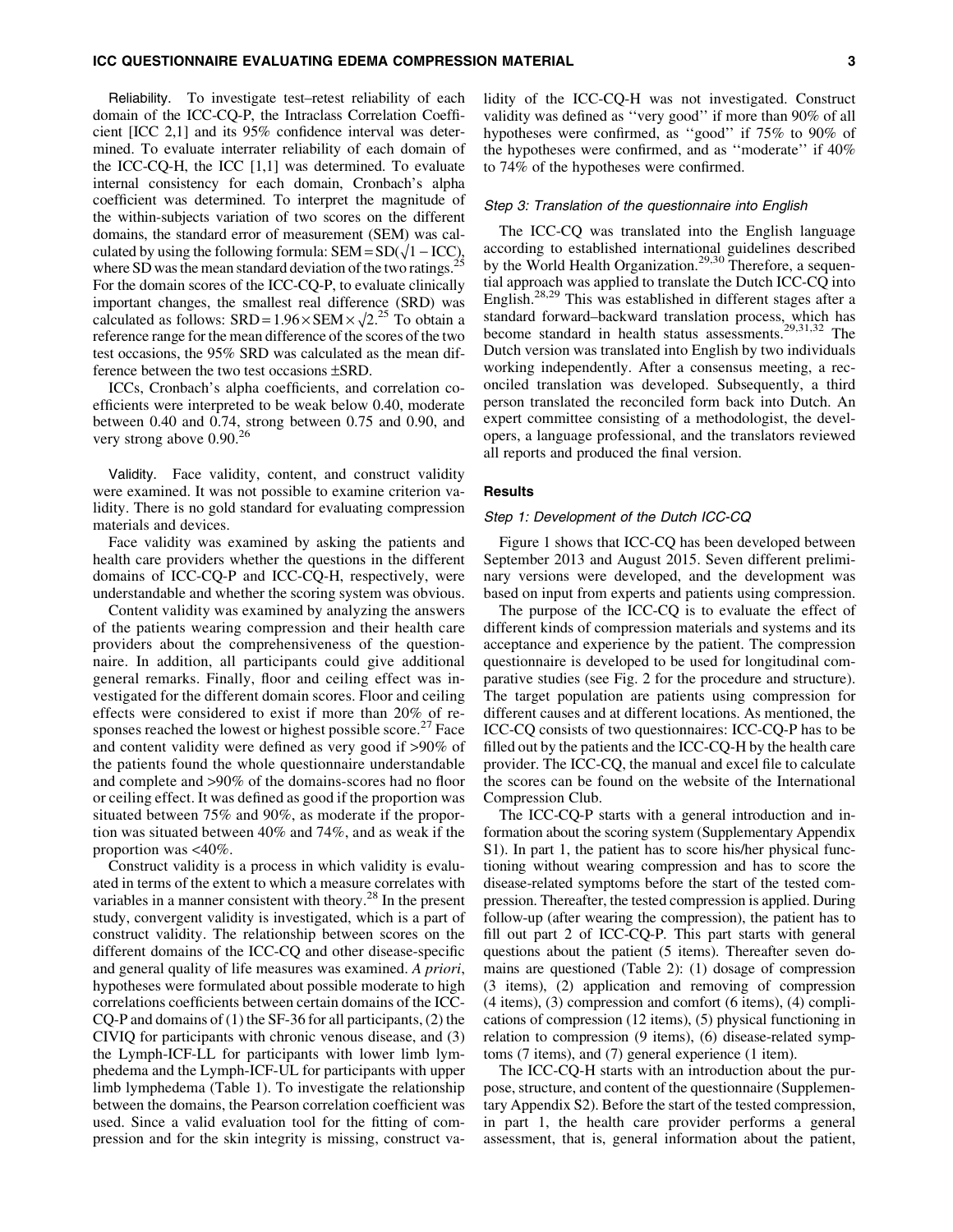*Reliability.* To investigate test–retest reliability of each domain of the ICC-CQ-P, the Intraclass Correlation Coefficient [ICC 2,1] and its 95% confidence interval was determined. To evaluate interrater reliability of each domain of the ICC-CQ-H, the ICC [1,1] was determined. To evaluate internal consistency for each domain, Cronbach's alpha coefficient was determined. To interpret the magnitude of the within-subjects variation of two scores on the different domains, the standard error of measurement (SEM) was calculated by using the following formula: $SEM = SD(\sqrt{1 - ICC})$, where SD was the mean standard deviation of the two ratings.[25] For the domain scores of the ICC-CQ-P, to evaluate clinically important changes, the smallest real difference (SRD) was calculated as follows: $SRD = 1.96 \times SEM \times \sqrt{2}$.[25] To obtain a reference range for the mean difference of the scores of the two test occasions, the 95% SRD was calculated as the mean difference between the two test occasions ±SRD.

ICCs, Cronbach's alpha coefficients, and correlation coefficients were interpreted to be weak below 0.40, moderate between 0.40 and 0.74, strong between 0.75 and 0.90, and very strong above 0.90.[26]

*Validity.* Face validity, content, and construct validity were examined. It was not possible to examine criterion validity. There is no gold standard for evaluating compression materials and devices.

Face validity was examined by asking the patients and health care providers whether the questions in the different domains of ICC-CQ-P and ICC-CQ-H, respectively, were understandable and whether the scoring system was obvious.

Content validity was examined by analyzing the answers of the patients wearing compression and their health care providers about the comprehensiveness of the questionnaire. In addition, all participants could give additional general remarks. Finally, floor and ceiling effect was investigated for the different domain scores. Floor and ceiling effects were considered to exist if more than 20% of responses reached the lowest or highest possible score.[27] Face and content validity were defined as very good if >90% of the patients found the whole questionnaire understandable and complete and >90% of the domains-scores had no floor or ceiling effect. It was defined as good if the proportion was situated between 75% and 90%, as moderate if the proportion was situated between 40% and 74%, and as weak if the proportion was <40%.

Construct validity is a process in which validity is evaluated in terms of the extent to which a measure correlates with variables in a manner consistent with theory.[28] In the present study, convergent validity is investigated, which is a part of construct validity. The relationship between scores on the different domains of the ICC-CQ and other disease-specific and general quality of life measures was examined. *A priori*, hypotheses were formulated about possible moderate to high correlations coefficients between certain domains of the ICC-CQ-P and domains of (1) the SF-36 for all participants, (2) the CIVIQ for participants with chronic venous disease, and (3) the Lymph-ICF-LL for participants with lower limb lymphedema and the Lymph-ICF-UL for participants with upper limb lymphedema (Table 1). To investigate the relationship between the domains, the Pearson correlation coefficient was used. Since a valid evaluation tool for the fitting of compression and for the skin integrity is missing, construct validity of the ICC-CQ-H was not investigated. Construct validity was defined as ''very good'' if more than 90% of all hypotheses were confirmed, as ''good'' if 75% to 90% of the hypotheses were confirmed, and as ''moderate'' if 40% to 74% of the hypotheses were confirmed.

#### *Step 3: Translation of the questionnaire into English*

The ICC-CQ was translated into the English language according to established international guidelines described by the World Health Organization.[29,30] Therefore, a sequential approach was applied to translate the Dutch ICC-CQ into English.[28,29] This was established in different stages after a standard forward–backward translation process, which has become standard in health status assessments.[29,31,32] The Dutch version was translated into English by two individuals working independently. After a consensus meeting, a reconciled translation was developed. Subsequently, a third person translated the reconciled form back into Dutch. An expert committee consisting of a methodologist, the developers, a language professional, and the translators reviewed all reports and produced the final version.

### Results

#### *Step 1: Development of the Dutch ICC-CQ*

Figure 1 shows that ICC-CQ has been developed between September 2013 and August 2015. Seven different preliminary versions were developed, and the development was based on input from experts and patients using compression.

The purpose of the ICC-CQ is to evaluate the effect of different kinds of compression materials and systems and its acceptance and experience by the patient. The compression questionnaire is developed to be used for longitudinal comparative studies (see Fig. 2 for the procedure and structure). The target population are patients using compression for different causes and at different locations. As mentioned, the ICC-CQ consists of two questionnaires: ICC-CQ-P has to be filled out by the patients and the ICC-CQ-H by the health care provider. The ICC-CQ, the manual and excel file to calculate the scores can be found on the website of the International Compression Club.

The ICC-CQ-P starts with a general introduction and information about the scoring system (Supplementary Appendix S1). In part 1, the patient has to score his/her physical functioning without wearing compression and has to score the disease-related symptoms before the start of the tested compression. Thereafter, the tested compression is applied. During follow-up (after wearing the compression), the patient has to fill out part 2 of ICC-CQ-P. This part starts with general questions about the patient (5 items). Thereafter seven domains are questioned (Table 2): (1) dosage of compression (3 items), (2) application and removing of compression (4 items), (3) compression and comfort (6 items), (4) complications of compression (12 items), (5) physical functioning in relation to compression (9 items), (6) disease-related symptoms (7 items), and (7) general experience (1 item).

The ICC-CQ-H starts with an introduction about the purpose, structure, and content of the questionnaire (Supplementary Appendix S2). Before the start of the tested compression, in part 1, the health care provider performs a general assessment, that is, general information about the patient,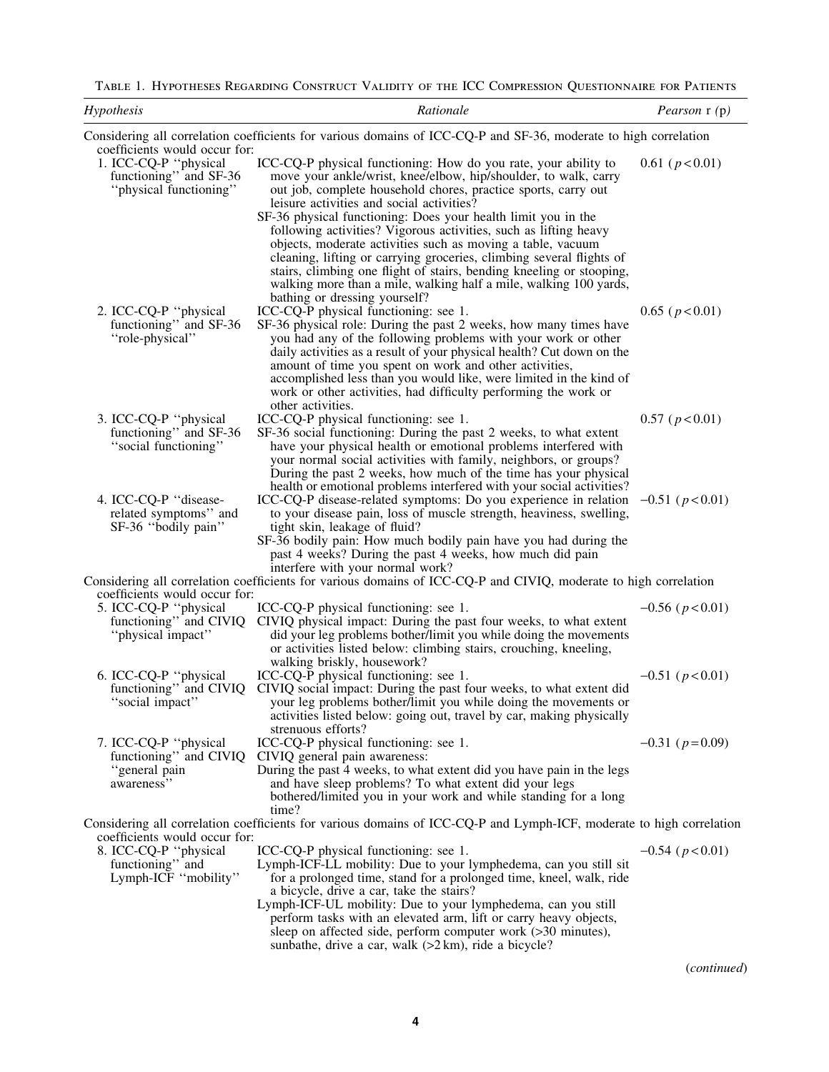Table 1. Hypotheses Regarding Construct Validity of the ICC Compression Questionnaire for Patients

| *Hypothesis* | *Rationale* | *Pearson r (p)* |
|---|---|---|
| Considering all correlation coefficients for various domains of ICC-CQ-P and SF-36, moderate to high correlation coefficients would occur for: | | |
| 1. ICC-CQ-P "physical functioning" and SF-36 "physical functioning" | ICC-CQ-P physical functioning: How do you rate, your ability to move your ankle/wrist, knee/elbow, hip/shoulder, to walk, carry out job, complete household chores, practice sports, carry out leisure activities and social activities? SF-36 physical functioning: Does your health limit you in the following activities? Vigorous activities, such as lifting heavy objects, moderate activities such as moving a table, vacuum cleaning, lifting or carrying groceries, climbing several flights of stairs, climbing one flight of stairs, bending kneeling or stooping, walking more than a mile, walking half a mile, walking 100 yards, bathing or dressing yourself? | 0.61 ($p < 0.01$) |
| 2. ICC-CQ-P "physical functioning" and SF-36 "role-physical" | ICC-CQ-P physical functioning: see 1. SF-36 physical role: During the past 2 weeks, how many times have you had any of the following problems with your work or other daily activities as a result of your physical health? Cut down on the amount of time you spent on work and other activities, accomplished less than you would like, were limited in the kind of work or other activities, had difficulty performing the work or other activities. | 0.65 ($p < 0.01$) |
| 3. ICC-CQ-P "physical functioning" and SF-36 "social functioning" | ICC-CQ-P physical functioning: see 1. SF-36 social functioning: During the past 2 weeks, to what extent have your physical health or emotional problems interfered with your normal social activities with family, neighbors, or groups? During the past 2 weeks, how much of the time has your physical health or emotional problems interfered with your social activities? | 0.57 ($p < 0.01$) |
| 4. ICC-CQ-P "disease-related symptoms" and SF-36 "bodily pain" | ICC-CQ-P disease-related symptoms: Do you experience in relation to your disease pain, loss of muscle strength, heaviness, swelling, tight skin, leakage of fluid? SF-36 bodily pain: How much bodily pain have you had during the past 4 weeks? During the past 4 weeks, how much did pain interfere with your normal work? | −0.51 ($p < 0.01$) |
| Considering all correlation coefficients for various domains of ICC-CQ-P and CIVIQ, moderate to high correlation coefficients would occur for: | | |
| 5. ICC-CQ-P "physical functioning" and CIVIQ "physical impact" | ICC-CQ-P physical functioning: see 1. CIVIQ physical impact: During the past four weeks, to what extent did your leg problems bother/limit you while doing the movements or activities listed below: climbing stairs, crouching, kneeling, walking briskly, housework? | −0.56 ($p < 0.01$) |
| 6. ICC-CQ-P "physical functioning" and CIVIQ "social impact" | ICC-CQ-P physical functioning: see 1. CIVIQ social impact: During the past four weeks, to what extent did your leg problems bother/limit you while doing the movements or activities listed below: going out, travel by car, making physically strenuous efforts? | −0.51 ($p < 0.01$) |
| 7. ICC-CQ-P "physical functioning" and CIVIQ "general pain awareness" | ICC-CQ-P physical functioning: see 1. CIVIQ general pain awareness: During the past 4 weeks, to what extent did you have pain in the legs and have sleep problems? To what extent did your legs bothered/limited you in your work and while standing for a long time? | −0.31 ($p = 0.09$) |
| Considering all correlation coefficients for various domains of ICC-CQ-P and Lymph-ICF, moderate to high correlation coefficients would occur for: | | |
| 8. ICC-CQ-P "physical functioning" and Lymph-ICF "mobility" | ICC-CQ-P physical functioning: see 1. Lymph-ICF-LL mobility: Due to your lymphedema, can you still sit for a prolonged time, stand for a prolonged time, kneel, walk, ride a bicycle, drive a car, take the stairs? Lymph-ICF-UL mobility: Due to your lymphedema, can you still perform tasks with an elevated arm, lift or carry heavy objects, sleep on affected side, perform computer work (>30 minutes), sunbathe, drive a car, walk (>2 km), ride a bicycle? | −0.54 ($p < 0.01$) |

(*continued*)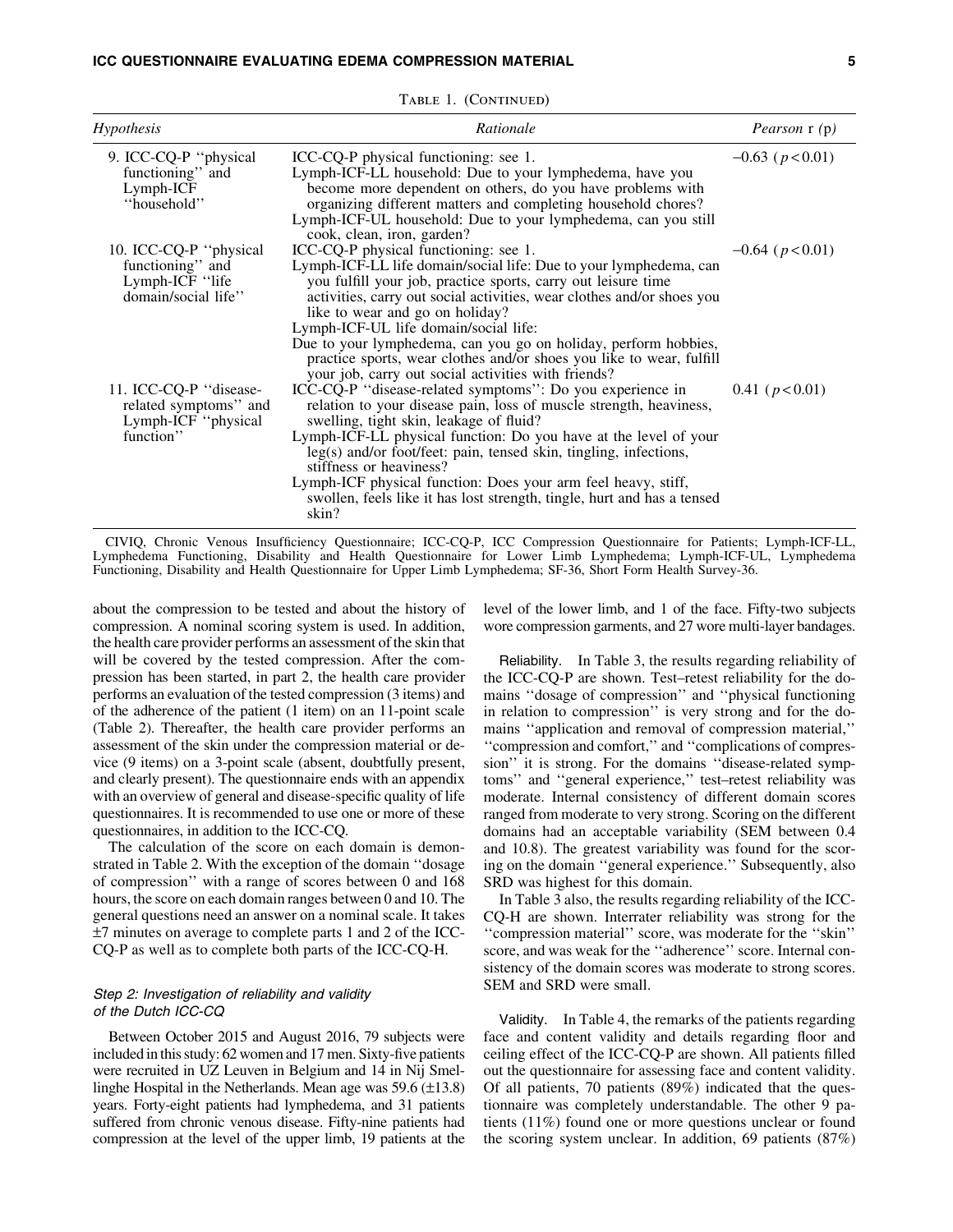Table 1. (Continued)

| *Hypothesis* | *Rationale* | *Pearson r (p)* |
| --- | --- | --- |
| 9. ICC-CQ-P "physical functioning" and Lymph-ICF "household" | ICC-CQ-P physical functioning: see 1. Lymph-ICF-LL household: Due to your lymphedema, have you become more dependent on others, do you have problems with organizing different matters and completing household chores? Lymph-ICF-UL household: Due to your lymphedema, can you still cook, clean, iron, garden? | –0.63 ($p < 0.01$) |
| 10. ICC-CQ-P "physical functioning" and Lymph-ICF "life domain/social life" | ICC-CQ-P physical functioning: see 1. Lymph-ICF-LL life domain/social life: Due to your lymphedema, can you fulfill your job, practice sports, carry out leisure time activities, carry out social activities, wear clothes and/or shoes you like to wear and go on holiday? Lymph-ICF-UL life domain/social life: Due to your lymphedema, can you go on holiday, perform hobbies, practice sports, wear clothes and/or shoes you like to wear, fulfill your job, carry out social activities with friends? | –0.64 ($p < 0.01$) |
| 11. ICC-CQ-P "disease-related symptoms" and Lymph-ICF "physical function" | ICC-CQ-P "disease-related symptoms": Do you experience in relation to your disease pain, loss of muscle strength, heaviness, swelling, tight skin, leakage of fluid? Lymph-ICF-LL physical function: Do you have at the level of your leg(s) and/or foot/feet: pain, tensed skin, tingling, infections, stiffness or heaviness? Lymph-ICF physical function: Does your arm feel heavy, stiff, swollen, feels like it has lost strength, tingle, hurt and has a tensed skin? | 0.41 ($p < 0.01$) |

CIVIQ, Chronic Venous Insufficiency Questionnaire; ICC-CQ-P, ICC Compression Questionnaire for Patients; Lymph-ICF-LL, Lymphedema Functioning, Disability and Health Questionnaire for Lower Limb Lymphedema; Lymph-ICF-UL, Lymphedema Functioning, Disability and Health Questionnaire for Upper Limb Lymphedema; SF-36, Short Form Health Survey-36.

about the compression to be tested and about the history of compression. A nominal scoring system is used. In addition, the health care provider performs an assessment of the skin that will be covered by the tested compression. After the compression has been started, in part 2, the health care provider performs an evaluation of the tested compression (3 items) and of the adherence of the patient (1 item) on an 11-point scale (Table 2). Thereafter, the health care provider performs an assessment of the skin under the compression material or device (9 items) on a 3-point scale (absent, doubtfully present, and clearly present). The questionnaire ends with an appendix with an overview of general and disease-specific quality of life questionnaires. It is recommended to use one or more of these questionnaires, in addition to the ICC-CQ.

The calculation of the score on each domain is demonstrated in Table 2. With the exception of the domain "dosage of compression" with a range of scores between 0 and 168 hours, the score on each domain ranges between 0 and 10. The general questions need an answer on a nominal scale. It takes ±7 minutes on average to complete parts 1 and 2 of the ICC-CQ-P as well as to complete both parts of the ICC-CQ-H.

### *Step 2: Investigation of reliability and validity of the Dutch ICC-CQ*

Between October 2015 and August 2016, 79 subjects were included in this study: 62 women and 17 men. Sixty-five patients were recruited in UZ Leuven in Belgium and 14 in Nij Smellinghe Hospital in the Netherlands. Mean age was 59.6 (±13.8) years. Forty-eight patients had lymphedema, and 31 patients suffered from chronic venous disease. Fifty-nine patients had compression at the level of the upper limb, 19 patients at the level of the lower limb, and 1 of the face. Fifty-two subjects wore compression garments, and 27 wore multi-layer bandages.

Reliability. In Table 3, the results regarding reliability of the ICC-CQ-P are shown. Test–retest reliability for the domains "dosage of compression" and "physical functioning in relation to compression" is very strong and for the domains "application and removal of compression material," "compression and comfort," and "complications of compression" it is strong. For the domains "disease-related symptoms" and "general experience," test–retest reliability was moderate. Internal consistency of different domain scores ranged from moderate to very strong. Scoring on the different domains had an acceptable variability (SEM between 0.4 and 10.8). The greatest variability was found for the scoring on the domain "general experience." Subsequently, also SRD was highest for this domain.

In Table 3 also, the results regarding reliability of the ICC-CQ-H are shown. Interrater reliability was strong for the "compression material" score, was moderate for the "skin" score, and was weak for the "adherence" score. Internal consistency of the domain scores was moderate to strong scores. SEM and SRD were small.

Validity. In Table 4, the remarks of the patients regarding face and content validity and details regarding floor and ceiling effect of the ICC-CQ-P are shown. All patients filled out the questionnaire for assessing face and content validity. Of all patients, 70 patients (89%) indicated that the questionnaire was completely understandable. The other 9 patients (11%) found one or more questions unclear or found the scoring system unclear. In addition, 69 patients (87%)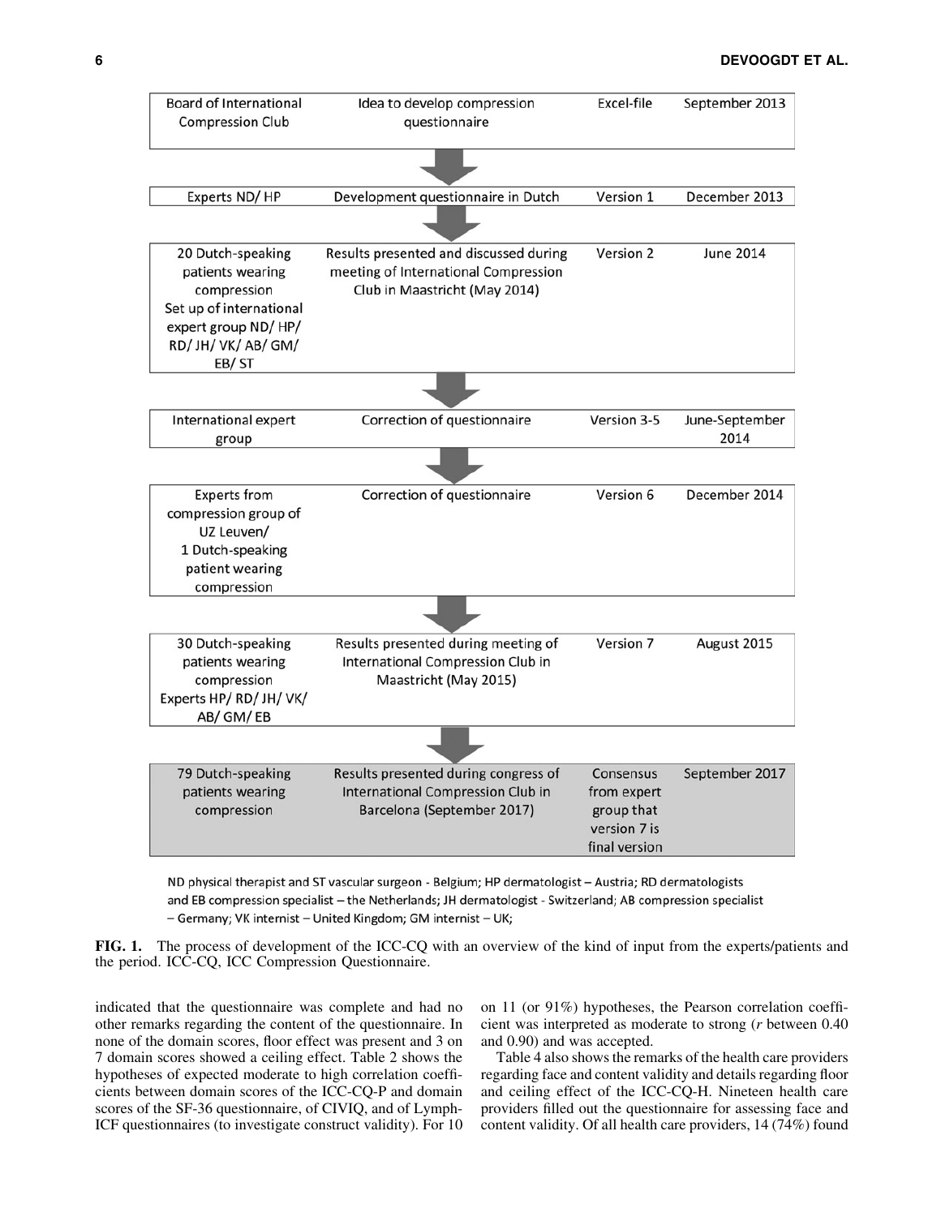| | | | |
|---|---|---|---|
| Board of International Compression Club | Idea to develop compression questionnaire | Excel-file | September 2013 |
| Experts ND/ HP | Development questionnaire in Dutch | Version 1 | December 2013 |
| 20 Dutch-speaking patients wearing compression<br>Set up of international expert group ND/ HP/ RD/ JH/ VK/ AB/ GM/ EB/ ST | Results presented and discussed during meeting of International Compression Club in Maastricht (May 2014) | Version 2 | June 2014 |
| International expert group | Correction of questionnaire | Version 3-5 | June-September 2014 |
| Experts from compression group of UZ Leuven/ 1 Dutch-speaking patient wearing compression | Correction of questionnaire | Version 6 | December 2014 |
| 30 Dutch-speaking patients wearing compression<br>Experts HP/ RD/ JH/ VK/ AB/ GM/ EB | Results presented during meeting of International Compression Club in Maastricht (May 2015) | Version 7 | August 2015 |
| 79 Dutch-speaking patients wearing compression | Results presented during congress of International Compression Club in Barcelona (September 2017) | Consensus from expert group that version 7 is final version | September 2017 |

ND physical therapist and ST vascular surgeon - Belgium; HP dermatologist – Austria; RD dermatologists and EB compression specialist – the Netherlands; JH dermatologist - Switzerland; AB compression specialist – Germany; VK internist – United Kingdom; GM internist – UK;

**FIG. 1.** The process of development of the ICC-CQ with an overview of the kind of input from the experts/patients and the period. ICC-CQ, ICC Compression Questionnaire.

indicated that the questionnaire was complete and had no other remarks regarding the content of the questionnaire. In none of the domain scores, floor effect was present and 3 on 7 domain scores showed a ceiling effect. Table 2 shows the hypotheses of expected moderate to high correlation coefficients between domain scores of the ICC-CQ-P and domain scores of the SF-36 questionnaire, of CIVIQ, and of Lymph-ICF questionnaires (to investigate construct validity). For 10 on 11 (or 91%) hypotheses, the Pearson correlation coefficient was interpreted as moderate to strong ($r$ between 0.40 and 0.90) and was accepted.

Table 4 also shows the remarks of the health care providers regarding face and content validity and details regarding floor and ceiling effect of the ICC-CQ-H. Nineteen health care providers filled out the questionnaire for assessing face and content validity. Of all health care providers, 14 (74%) found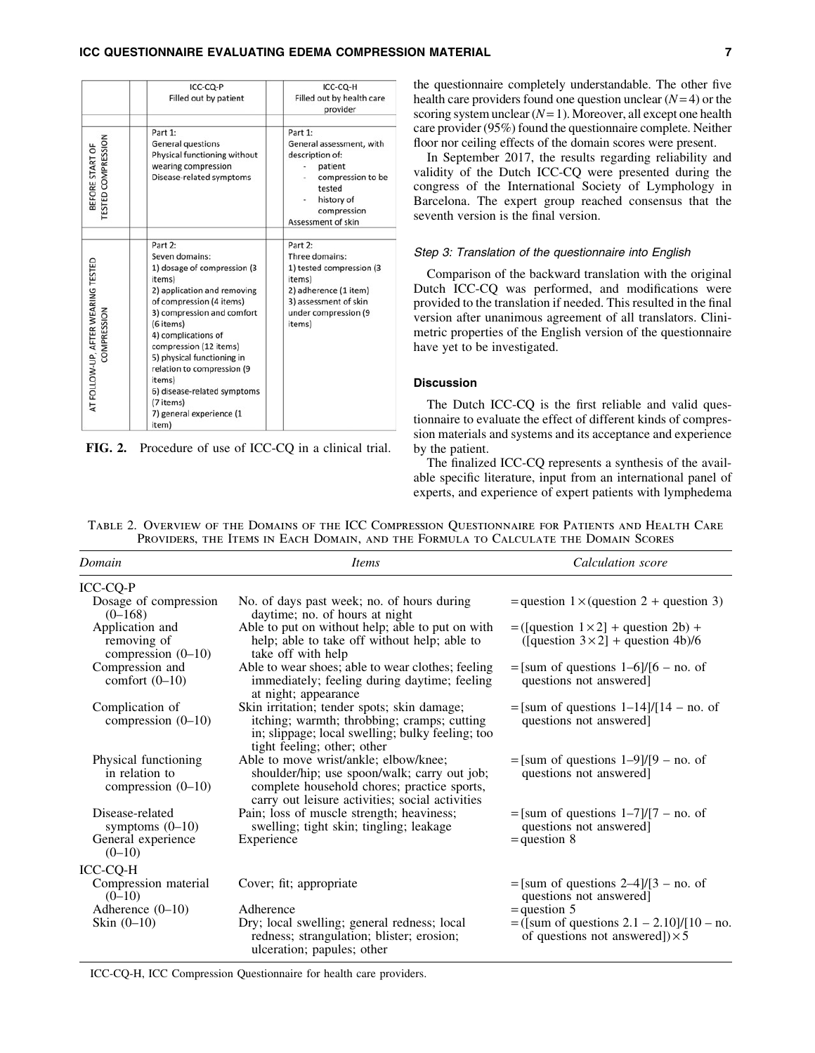| | ICC-CQ-P<br>Filled out by patient | ICC-CQ-H<br>Filled out by health care provider |
|---|---|---|
| BEFORE START OF TESTED COMPRESSION | Part 1:<br>General questions<br>Physical functioning without wearing compression<br>Disease-related symptoms | Part 1:<br>General assessment, with description of:<br>- patient<br>- compression to be tested<br>- history of compression<br>Assessment of skin |
| AT FOLLOW-UP, AFTER WEARING TESTED COMPRESSION | Part 2:<br>Seven domains:<br>1) dosage of compression (3 items)<br>2) application and removing of compression (4 items)<br>3) compression and comfort (6 items)<br>4) complications of compression (12 items)<br>5) physical functioning in relation to compression (9 items)<br>6) disease-related symptoms (7 items)<br>7) general experience (1 item) | Part 2:<br>Three domains:<br>1) tested compression (3 items)<br>2) adherence (1 item)<br>3) assessment of skin under compression (9 items) |

**FIG. 2.** Procedure of use of ICC-CQ in a clinical trial.

the questionnaire completely understandable. The other five health care providers found one question unclear ($N=4$) or the scoring system unclear ($N=1$). Moreover, all except one health care provider (95%) found the questionnaire complete. Neither floor nor ceiling effects of the domain scores were present.

In September 2017, the results regarding reliability and validity of the Dutch ICC-CQ were presented during the congress of the International Society of Lymphology in Barcelona. The expert group reached consensus that the seventh version is the final version.

### *Step 3: Translation of the questionnaire into English*

Comparison of the backward translation with the original Dutch ICC-CQ was performed, and modifications were provided to the translation if needed. This resulted in the final version after unanimous agreement of all translators. Clinimetric properties of the English version of the questionnaire have yet to be investigated.

## Discussion

The Dutch ICC-CQ is the first reliable and valid questionnaire to evaluate the effect of different kinds of compression materials and systems and its acceptance and experience by the patient.

The finalized ICC-CQ represents a synthesis of the available specific literature, input from an international panel of experts, and experience of expert patients with lymphedema

Table 2. Overview of the Domains of the ICC Compression Questionnaire for Patients and Health Care Providers, the Items in Each Domain, and the Formula to Calculate the Domain Scores

| *Domain* | *Items* | *Calculation score* |
|---|---|---|
| ICC-CQ-P | | |
| Dosage of compression (0–168) | No. of days past week; no. of hours during daytime; no. of hours at night | = question 1 × (question 2 + question 3) |
| Application and removing of compression (0–10) | Able to put on without help; able to put on with help; able to take off without help; able to take off with help | = ([question 1 × 2] + question 2b) + ([question 3 × 2] + question 4b)/6 |
| Compression and comfort (0–10) | Able to wear shoes; able to wear clothes; feeling immediately; feeling during daytime; feeling at night; appearance | = [sum of questions 1–6]/[6 – no. of questions not answered] |
| Complication of compression (0–10) | Skin irritation; tender spots; skin damage; itching; warmth; throbbing; cramps; cutting in; slippage; local swelling; bulky feeling; too tight feeling; other; other | = [sum of questions 1–14]/[14 – no. of questions not answered] |
| Physical functioning in relation to compression (0–10) | Able to move wrist/ankle; elbow/knee; shoulder/hip; use spoon/walk; carry out job; complete household chores; practice sports, carry out leisure activities; social activities | = [sum of questions 1–9]/[9 – no. of questions not answered] |
| Disease-related symptoms (0–10) | Pain; loss of muscle strength; heaviness; swelling; tight skin; tingling; leakage | = [sum of questions 1–7]/[7 – no. of questions not answered] |
| General experience (0–10) | Experience | = question 8 |
| ICC-CQ-H | | |
| Compression material (0–10) | Cover; fit; appropriate | = [sum of questions 2–4]/[3 – no. of questions not answered] |
| Adherence (0–10) | Adherence | = question 5 |
| Skin (0–10) | Dry; local swelling; general redness; local redness; strangulation; blister; erosion; ulceration; papules; other | = ([sum of questions 2.1 – 2.10]/[10 – no. of questions not answered]) × 5 |

ICC-CQ-H, ICC Compression Questionnaire for health care providers.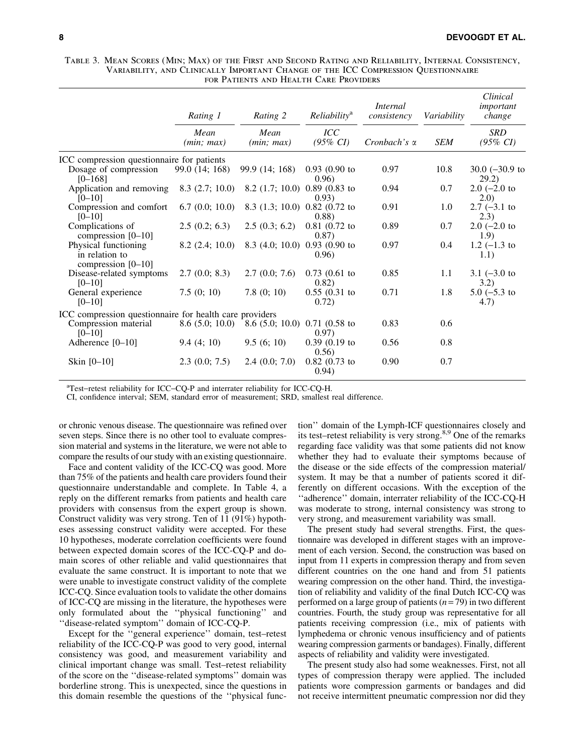Table 3. Mean Scores (Min; Max) of the First and Second Rating and Reliability, Internal Consistency, Variability, and Clinically Important Change of the ICC Compression Questionnaire for Patients and Health Care Providers

| | Rating 1 | Rating 2 | Reliability[a] | Internal consistency | Variability | Clinical important change |
|---|---|---|---|---|---|---|
| | Mean (min; max) | Mean (min; max) | ICC (95% CI) | Cronbach's α | SEM | SRD (95% CI) |
| ICC compression questionnaire for patients | | | | | | |
| Dosage of compression [0–168] | 99.0 (14; 168) | 99.9 (14; 168) | 0.93 (0.90 to 0.96) | 0.97 | 10.8 | 30.0 (−30.9 to 29.2) |
| Application and removing [0–10] | 8.3 (2.7; 10.0) | 8.2 (1.7; 10.0) | 0.89 (0.83 to 0.93) | 0.94 | 0.7 | 2.0 (−2.0 to 2.0) |
| Compression and comfort [0–10] | 6.7 (0.0; 10.0) | 8.3 (1.3; 10.0) | 0.82 (0.72 to 0.88) | 0.91 | 1.0 | 2.7 (−3.1 to 2.3) |
| Complications of compression [0–10] | 2.5 (0.2; 6.3) | 2.5 (0.3; 6.2) | 0.81 (0.72 to 0.87) | 0.89 | 0.7 | 2.0 (−2.0 to 1.9) |
| Physical functioning in relation to compression [0–10] | 8.2 (2.4; 10.0) | 8.3 (4.0; 10.0) | 0.93 (0.90 to 0.96) | 0.97 | 0.4 | 1.2 (−1.3 to 1.1) |
| Disease-related symptoms [0–10] | 2.7 (0.0; 8.3) | 2.7 (0.0; 7.6) | 0.73 (0.61 to 0.82) | 0.85 | 1.1 | 3.1 (−3.0 to 3.2) |
| General experience [0–10] | 7.5 (0; 10) | 7.8 (0; 10) | 0.55 (0.31 to 0.72) | 0.71 | 1.8 | 5.0 (−5.3 to 4.7) |
| ICC compression questionnaire for health care providers | | | | | | |
| Compression material [0–10] | 8.6 (5.0; 10.0) | 8.6 (5.0; 10.0) | 0.71 (0.58 to 0.97) | 0.83 | 0.6 | |
| Adherence [0–10] | 9.4 (4; 10) | 9.5 (6; 10) | 0.39 (0.19 to 0.56) | 0.56 | 0.8 | |
| Skin [0–10] | 2.3 (0.0; 7.5) | 2.4 (0.0; 7.0) | 0.82 (0.73 to 0.94) | 0.90 | 0.7 | |

[a]Test–retest reliability for ICC–CQ-P and interrater reliability for ICC-CQ-H.

CI, confidence interval; SEM, standard error of measurement; SRD, smallest real difference.

or chronic venous disease. The questionnaire was refined over seven steps. Since there is no other tool to evaluate compression material and systems in the literature, we were not able to compare the results of our study with an existing questionnaire.

Face and content validity of the ICC-CQ was good. More than 75% of the patients and health care providers found their questionnaire understandable and complete. In Table 4, a reply on the different remarks from patients and health care providers with consensus from the expert group is shown. Construct validity was very strong. Ten of 11 (91%) hypotheses assessing construct validity were accepted. For these 10 hypotheses, moderate correlation coefficients were found between expected domain scores of the ICC-CQ-P and domain scores of other reliable and valid questionnaires that evaluate the same construct. It is important to note that we were unable to investigate construct validity of the complete ICC-CQ. Since evaluation tools to validate the other domains of ICC-CQ are missing in the literature, the hypotheses were only formulated about the ''physical functioning'' and ''disease-related symptom'' domain of ICC-CQ-P.

Except for the ''general experience'' domain, test–retest reliability of the ICC-CQ-P was good to very good, internal consistency was good, and measurement variability and clinical important change was small. Test–retest reliability of the score on the ''disease-related symptoms'' domain was borderline strong. This is unexpected, since the questions in this domain resemble the questions of the ''physical function'' domain of the Lymph-ICF questionnaires closely and its test–retest reliability is very strong.[8,9] One of the remarks regarding face validity was that some patients did not know whether they had to evaluate their symptoms because of the disease or the side effects of the compression material/system. It may be that a number of patients scored it differently on different occasions. With the exception of the ''adherence'' domain, interrater reliability of the ICC-CQ-H was moderate to strong, internal consistency was strong to very strong, and measurement variability was small.

The present study had several strengths. First, the questionnaire was developed in different stages with an improvement of each version. Second, the construction was based on input from 11 experts in compression therapy and from seven different countries on the one hand and from 51 patients wearing compression on the other hand. Third, the investigation of reliability and validity of the final Dutch ICC-CQ was performed on a large group of patients ($n = 79$) in two different countries. Fourth, the study group was representative for all patients receiving compression (i.e., mix of patients with lymphedema or chronic venous insufficiency and of patients wearing compression garments or bandages). Finally, different aspects of reliability and validity were investigated.

The present study also had some weaknesses. First, not all types of compression therapy were applied. The included patients wore compression garments or bandages and did not receive intermittent pneumatic compression nor did they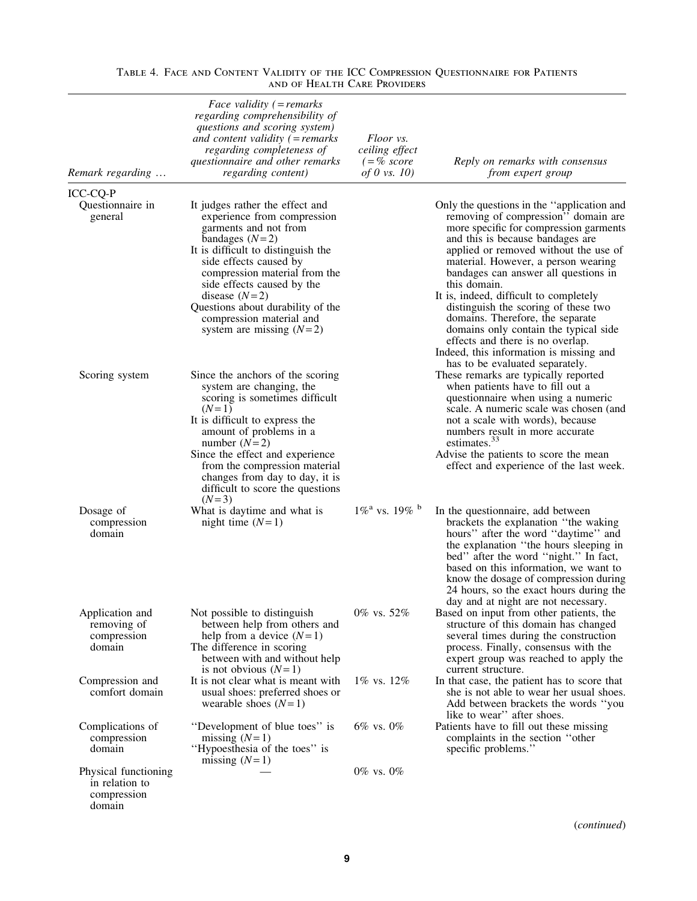Table 4. Face and Content Validity of the ICC Compression Questionnaire for Patients and of Health Care Providers

| *Remark regarding …* | *Face validity (= remarks regarding comprehensibility of questions and scoring system) and content validity (= remarks regarding completeness of questionnaire and other remarks regarding content)* | *Floor vs. ceiling effect (= % score of 0 vs. 10)* | *Reply on remarks with consensus from expert group* |
|---|---|---|---|
| ICC-CQ-P | | | |
| Questionnaire in general | It judges rather the effect and experience from compression garments and not from bandages ($N=2$)<br>It is difficult to distinguish the side effects caused by compression material from the side effects caused by the disease ($N=2$)<br>Questions about durability of the compression material and system are missing ($N=2$) | | Only the questions in the ''application and removing of compression'' domain are more specific for compression garments and this is because bandages are applied or removed without the use of material. However, a person wearing bandages can answer all questions in this domain.<br>It is, indeed, difficult to completely distinguish the scoring of these two domains. Therefore, the separate domains only contain the typical side effects and there is no overlap.<br>Indeed, this information is missing and has to be evaluated separately. |
| Scoring system | Since the anchors of the scoring system are changing, the scoring is sometimes difficult ($N=1$)<br>It is difficult to express the amount of problems in a number ($N=2$)<br>Since the effect and experience from the compression material changes from day to day, it is difficult to score the questions ($N=3$) | | These remarks are typically reported when patients have to fill out a questionnaire when using a numeric scale. A numeric scale was chosen (and not a scale with words), because numbers result in more accurate estimates.[33]<br>Advise the patients to score the mean effect and experience of the last week. |
| Dosage of compression domain | What is daytime and what is night time ($N=1$) | 1%[a] vs. 19% [b] | In the questionnaire, add between brackets the explanation ''the waking hours'' after the word ''daytime'' and the explanation ''the hours sleeping in bed'' after the word ''night.'' In fact, based on this information, we want to know the dosage of compression during 24 hours, so the exact hours during the day and at night are not necessary. |
| Application and removing of compression domain | Not possible to distinguish between help from others and help from a device ($N=1$)<br>The difference in scoring between with and without help is not obvious ($N=1$) | 0% vs. 52% | Based on input from other patients, the structure of this domain has changed several times during the construction process. Finally, consensus with the expert group was reached to apply the current structure. |
| Compression and comfort domain | It is not clear what is meant with usual shoes: preferred shoes or wearable shoes ($N=1$) | 1% vs. 12% | In that case, the patient has to score that she is not able to wear her usual shoes. Add between brackets the words ''you like to wear'' after shoes. |
| Complications of compression domain | ''Development of blue toes'' is missing ($N=1$)<br>''Hypoesthesia of the toes'' is missing ($N=1$) | 6% vs. 0% | Patients have to fill out these missing complaints in the section ''other specific problems.'' |
| Physical functioning in relation to compression domain | — | 0% vs. 0% | |

(*continued*)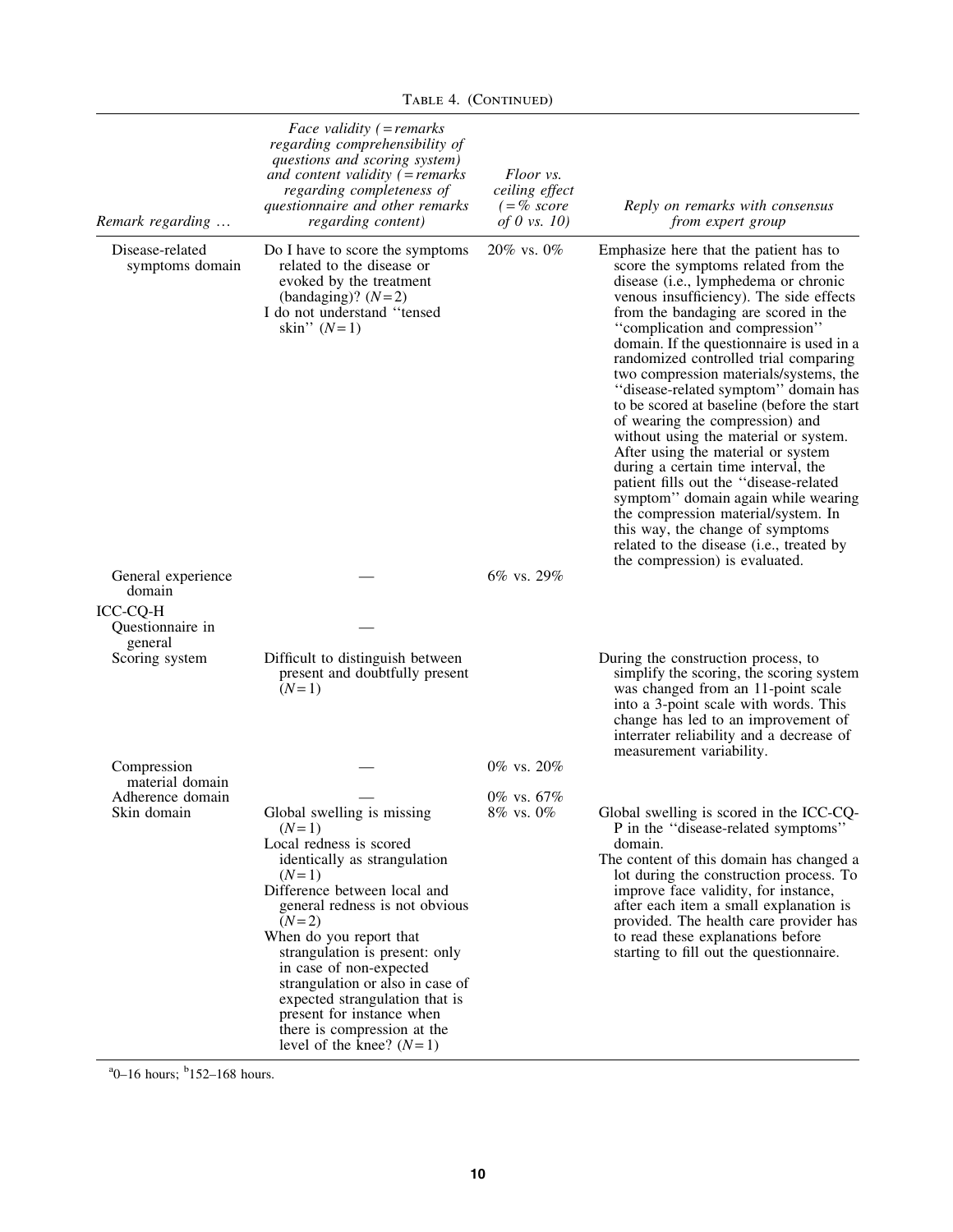Table 4. (Continued)

| Remark regarding … | Face validity (=remarks regarding comprehensibility of questions and scoring system) and content validity (=remarks regarding completeness of questionnaire and other remarks regarding content) | Floor vs. ceiling effect (=% score of 0 vs. 10) | Reply on remarks with consensus from expert group |
|---|---|---|---|
| Disease-related symptoms domain | Do I have to score the symptoms related to the disease or evoked by the treatment (bandaging)? ($N=2$)<br>I do not understand ''tensed skin'' ($N=1$) | 20% vs. 0% | Emphasize here that the patient has to score the symptoms related from the disease (i.e., lymphedema or chronic venous insufficiency). The side effects from the bandaging are scored in the ''complication and compression'' domain. If the questionnaire is used in a randomized controlled trial comparing two compression materials/systems, the ''disease-related symptom'' domain has to be scored at baseline (before the start of wearing the compression) and without using the material or system. After using the material or system during a certain time interval, the patient fills out the ''disease-related symptom'' domain again while wearing the compression material/system. In this way, the change of symptoms related to the disease (i.e., treated by the compression) is evaluated. |
| General experience domain | — | 6% vs. 29% | |
| ICC-CQ-H | | | |
| Questionnaire in general | — | | |
| Scoring system | Difficult to distinguish between present and doubtfully present ($N=1$) | | During the construction process, to simplify the scoring, the scoring system was changed from an 11-point scale into a 3-point scale with words. This change has led to an improvement of interrater reliability and a decrease of measurement variability. |
| Compression material domain | — | 0% vs. 20% | |
| Adherence domain | — | 0% vs. 67% | |
| Skin domain | Global swelling is missing ($N=1$)<br>Local redness is scored identically as strangulation ($N=1$)<br>Difference between local and general redness is not obvious ($N=2$)<br>When do you report that strangulation is present: only in case of non-expected strangulation or also in case of expected strangulation that is present for instance when there is compression at the level of the knee? ($N=1$) | 8% vs. 0% | Global swelling is scored in the ICC-CQ-P in the ''disease-related symptoms'' domain.<br>The content of this domain has changed a lot during the construction process. To improve face validity, for instance, after each item a small explanation is provided. The health care provider has to read these explanations before starting to fill out the questionnaire. |

[a]0–16 hours; [b]152–168 hours.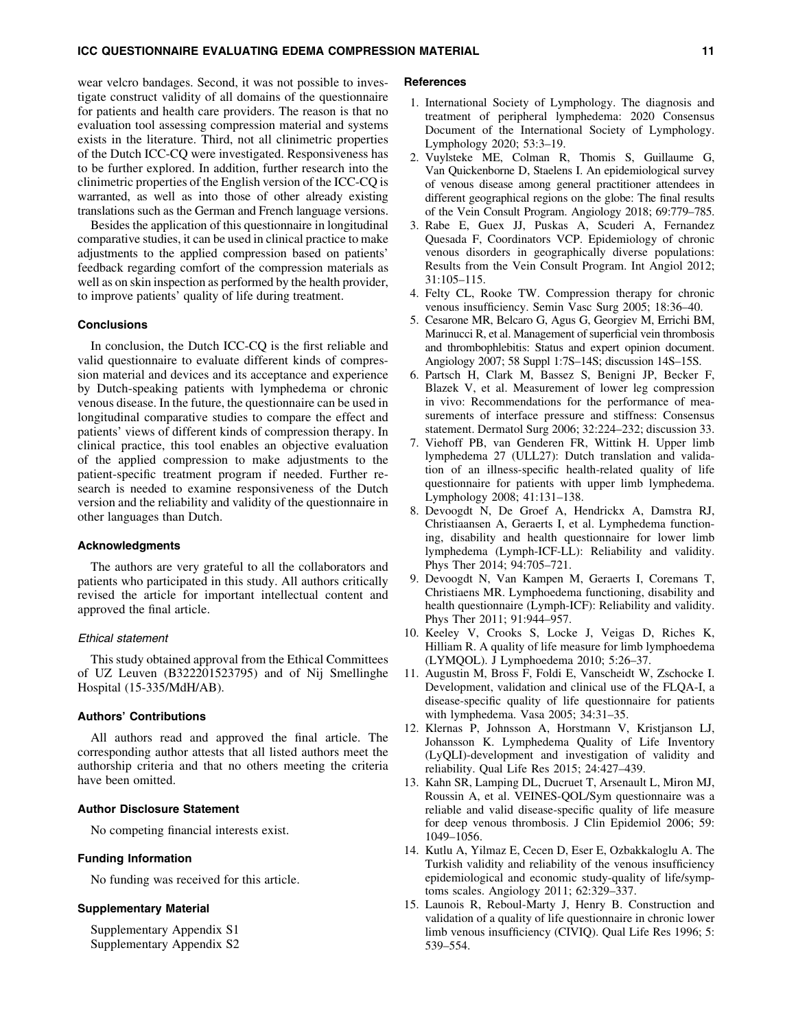wear velcro bandages. Second, it was not possible to investigate construct validity of all domains of the questionnaire for patients and health care providers. The reason is that no evaluation tool assessing compression material and systems exists in the literature. Third, not all clinimetric properties of the Dutch ICC-CQ were investigated. Responsiveness has to be further explored. In addition, further research into the clinimetric properties of the English version of the ICC-CQ is warranted, as well as into those of other already existing translations such as the German and French language versions.

Besides the application of this questionnaire in longitudinal comparative studies, it can be used in clinical practice to make adjustments to the applied compression based on patients' feedback regarding comfort of the compression materials as well as on skin inspection as performed by the health provider, to improve patients' quality of life during treatment.

### Conclusions

In conclusion, the Dutch ICC-CQ is the first reliable and valid questionnaire to evaluate different kinds of compression material and devices and its acceptance and experience by Dutch-speaking patients with lymphedema or chronic venous disease. In the future, the questionnaire can be used in longitudinal comparative studies to compare the effect and patients' views of different kinds of compression therapy. In clinical practice, this tool enables an objective evaluation of the applied compression to make adjustments to the patient-specific treatment program if needed. Further research is needed to examine responsiveness of the Dutch version and the reliability and validity of the questionnaire in other languages than Dutch.

### Acknowledgments

The authors are very grateful to all the collaborators and patients who participated in this study. All authors critically revised the article for important intellectual content and approved the final article.

#### *Ethical statement*

This study obtained approval from the Ethical Committees of UZ Leuven (B322201523795) and of Nij Smellinghe Hospital (15-335/MdH/AB).

### Authors' Contributions

All authors read and approved the final article. The corresponding author attests that all listed authors meet the authorship criteria and that no others meeting the criteria have been omitted.

### Author Disclosure Statement

No competing financial interests exist.

### Funding Information

No funding was received for this article.

### Supplementary Material

Supplementary Appendix S1
Supplementary Appendix S2

### References

1. International Society of Lymphology. The diagnosis and treatment of peripheral lymphedema: 2020 Consensus Document of the International Society of Lymphology. Lymphology 2020; 53:3–19.
2. Vuylsteke ME, Colman R, Thomis S, Guillaume G, Van Quickenborne D, Staelens I. An epidemiological survey of venous disease among general practitioner attendees in different geographical regions on the globe: The final results of the Vein Consult Program. Angiology 2018; 69:779–785.
3. Rabe E, Guex JJ, Puskas A, Scuderi A, Fernandez Quesada F, Coordinators VCP. Epidemiology of chronic venous disorders in geographically diverse populations: Results from the Vein Consult Program. Int Angiol 2012; 31:105–115.
4. Felty CL, Rooke TW. Compression therapy for chronic venous insufficiency. Semin Vasc Surg 2005; 18:36–40.
5. Cesarone MR, Belcaro G, Agus G, Georgiev M, Errichi BM, Marinucci R, et al. Management of superficial vein thrombosis and thrombophlebitis: Status and expert opinion document. Angiology 2007; 58 Suppl 1:7S–14S; discussion 14S–15S.
6. Partsch H, Clark M, Bassez S, Benigni JP, Becker F, Blazek V, et al. Measurement of lower leg compression in vivo: Recommendations for the performance of measurements of interface pressure and stiffness: Consensus statement. Dermatol Surg 2006; 32:224–232; discussion 33.
7. Viehoff PB, van Genderen FR, Wittink H. Upper limb lymphedema 27 (ULL27): Dutch translation and validation of an illness-specific health-related quality of life questionnaire for patients with upper limb lymphedema. Lymphology 2008; 41:131–138.
8. Devoogdt N, De Groef A, Hendrickx A, Damstra RJ, Christiaansen A, Geraerts I, et al. Lymphoedema functioning, disability and health questionnaire for lower limb lymphoedema (Lymph-ICF-LL): Reliability and validity. Phys Ther 2014; 94:705–721.
9. Devoogdt N, Van Kampen M, Geraerts I, Coremans T, Christiaens MR. Lymphoedema functioning, disability and health questionnaire (Lymph-ICF): Reliability and validity. Phys Ther 2011; 91:944–957.
10. Keeley V, Crooks S, Locke J, Veigas D, Riches K, Hilliam R. A quality of life measure for limb lymphoedema (LYMQOL). J Lymphoedema 2010; 5:26–37.
11. Augustin M, Bross F, Foldi E, Vanscheidt W, Zschocke I. Development, validation and clinical use of the FLQA-I, a disease-specific quality of life questionnaire for patients with lymphedema. Vasa 2005; 34:31–35.
12. Klernas P, Johnsson A, Horstmann V, Kristjanson LJ, Johansson K. Lymphedema Quality of Life Inventory (LyQLI)-development and investigation of validity and reliability. Qual Life Res 2015; 24:427–439.
13. Kahn SR, Lamping DL, Ducruet T, Arsenault L, Miron MJ, Roussin A, et al. VEINES-QOL/Sym questionnaire was a reliable and valid disease-specific quality of life measure for deep venous thrombosis. J Clin Epidemiol 2006; 59: 1049–1056.
14. Kutlu A, Yilmaz E, Cecen D, Eser E, Ozbakkaloglu A. The Turkish validity and reliability of the venous insufficiency epidemiological and economic study-quality of life/symptoms scales. Angiology 2011; 62:329–337.
15. Launois R, Reboul-Marty J, Henry B. Construction and validation of a quality of life questionnaire in chronic lower limb venous insufficiency (CIVIQ). Qual Life Res 1996; 5: 539–554.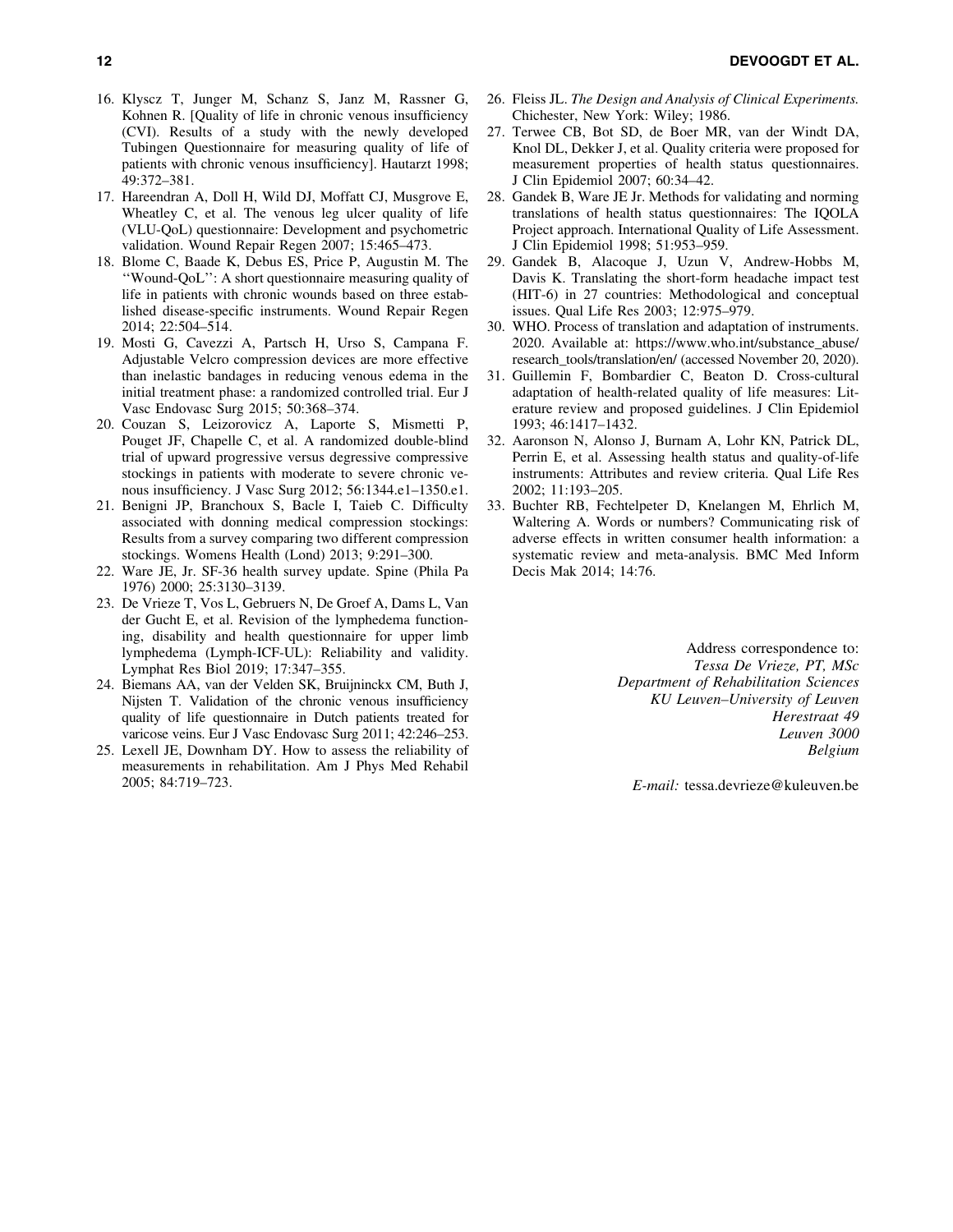16. Klyscz T, Junger M, Schanz S, Janz M, Rassner G, Kohnen R. [Quality of life in chronic venous insufficiency (CVI). Results of a study with the newly developed Tubingen Questionnaire for measuring quality of life of patients with chronic venous insufficiency]. Hautarzt 1998; 49:372–381.
17. Hareendran A, Doll H, Wild DJ, Moffatt CJ, Musgrove E, Wheatley C, et al. The venous leg ulcer quality of life (VLU-QoL) questionnaire: Development and psychometric validation. Wound Repair Regen 2007; 15:465–473.
18. Blome C, Baade K, Debus ES, Price P, Augustin M. The ''Wound-QoL'': A short questionnaire measuring quality of life in patients with chronic wounds based on three established disease-specific instruments. Wound Repair Regen 2014; 22:504–514.
19. Mosti G, Cavezzi A, Partsch H, Urso S, Campana F. Adjustable Velcro compression devices are more effective than inelastic bandages in reducing venous edema in the initial treatment phase: a randomized controlled trial. Eur J Vasc Endovasc Surg 2015; 50:368–374.
20. Couzan S, Leizorovicz A, Laporte S, Mismetti P, Pouget JF, Chapelle C, et al. A randomized double-blind trial of upward progressive versus degressive compressive stockings in patients with moderate to severe chronic venous insufficiency. J Vasc Surg 2012; 56:1344.e1–1350.e1.
21. Benigni JP, Branchoux S, Bacle I, Taieb C. Difficulty associated with donning medical compression stockings: Results from a survey comparing two different compression stockings. Womens Health (Lond) 2013; 9:291–300.
22. Ware JE, Jr. SF-36 health survey update. Spine (Phila Pa 1976) 2000; 25:3130–3139.
23. De Vrieze T, Vos L, Gebruers N, De Groef A, Dams L, Van der Gucht E, et al. Revision of the lymphedema functioning, disability and health questionnaire for upper limb lymphedema (Lymph-ICF-UL): Reliability and validity. Lymphat Res Biol 2019; 17:347–355.
24. Biemans AA, van der Velden SK, Bruijninckx CM, Buth J, Nijsten T. Validation of the chronic venous insufficiency quality of life questionnaire in Dutch patients treated for varicose veins. Eur J Vasc Endovasc Surg 2011; 42:246–253.
25. Lexell JE, Downham DY. How to assess the reliability of measurements in rehabilitation. Am J Phys Med Rehabil 2005; 84:719–723.
26. Fleiss JL. *The Design and Analysis of Clinical Experiments.* Chichester, New York: Wiley; 1986.
27. Terwee CB, Bot SD, de Boer MR, van der Windt DA, Knol DL, Dekker J, et al. Quality criteria were proposed for measurement properties of health status questionnaires. J Clin Epidemiol 2007; 60:34–42.
28. Gandek B, Ware JE Jr. Methods for validating and norming translations of health status questionnaires: The IQOLA Project approach. International Quality of Life Assessment. J Clin Epidemiol 1998; 51:953–959.
29. Gandek B, Alacoque J, Uzun V, Andrew-Hobbs M, Davis K. Translating the short-form headache impact test (HIT-6) in 27 countries: Methodological and conceptual issues. Qual Life Res 2003; 12:975–979.
30. WHO. Process of translation and adaptation of instruments. 2020. Available at: https://www.who.int/substance_abuse/research_tools/translation/en/ (accessed November 20, 2020).
31. Guillemin F, Bombardier C, Beaton D. Cross-cultural adaptation of health-related quality of life measures: Literature review and proposed guidelines. J Clin Epidemiol 1993; 46:1417–1432.
32. Aaronson N, Alonso J, Burnam A, Lohr KN, Patrick DL, Perrin E, et al. Assessing health status and quality-of-life instruments: Attributes and review criteria. Qual Life Res 2002; 11:193–205.
33. Buchter RB, Fechtelpeter D, Knelangen M, Ehrlich M, Waltering A. Words or numbers? Communicating risk of adverse effects in written consumer health information: a systematic review and meta-analysis. BMC Med Inform Decis Mak 2014; 14:76.

Address correspondence to:
*Tessa De Vrieze, PT, MSc*
*Department of Rehabilitation Sciences*
*KU Leuven–University of Leuven*
*Herestraat 49*
*Leuven 3000*
*Belgium*

*E-mail:* tessa.devrieze@kuleuven.be